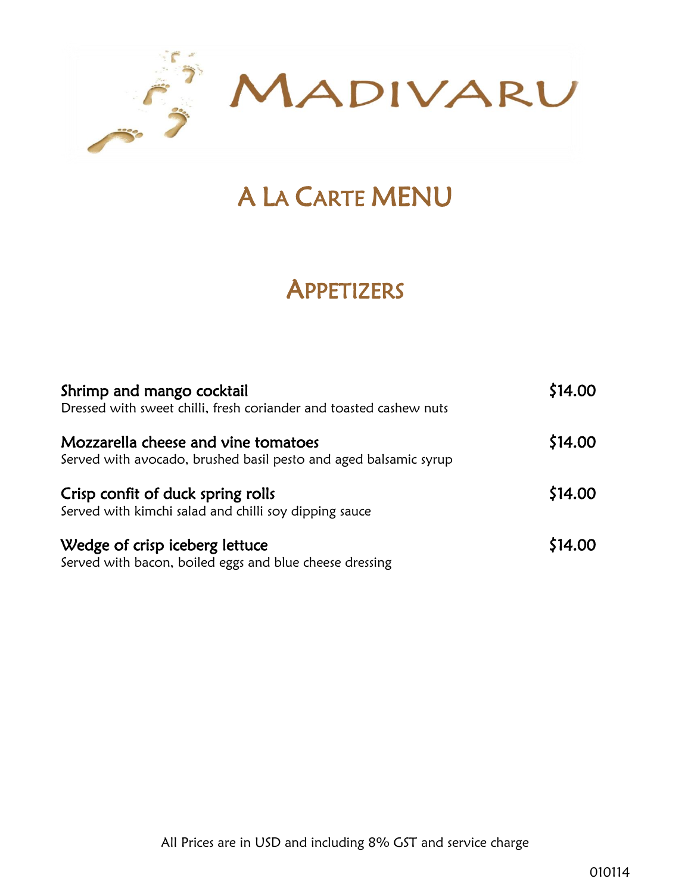# MADIVARU

## A LA CARTE MENU

### APPETIZERS

**Shrimp and mango cocktail** — $14.00
Dressed with sweet chilli, fresh coriander and toasted cashew nuts

**Mozzarella cheese and vine tomatoes** — $14.00
Served with avocado, brushed basil pesto and aged balsamic syrup

**Crisp confit of duck spring rolls** — $14.00
Served with kimchi salad and chilli soy dipping sauce

**Wedge of crisp iceberg lettuce** — $14.00
Served with bacon, boiled eggs and blue cheese dressing

All Prices are in USD and including 8% GST and service charge

010114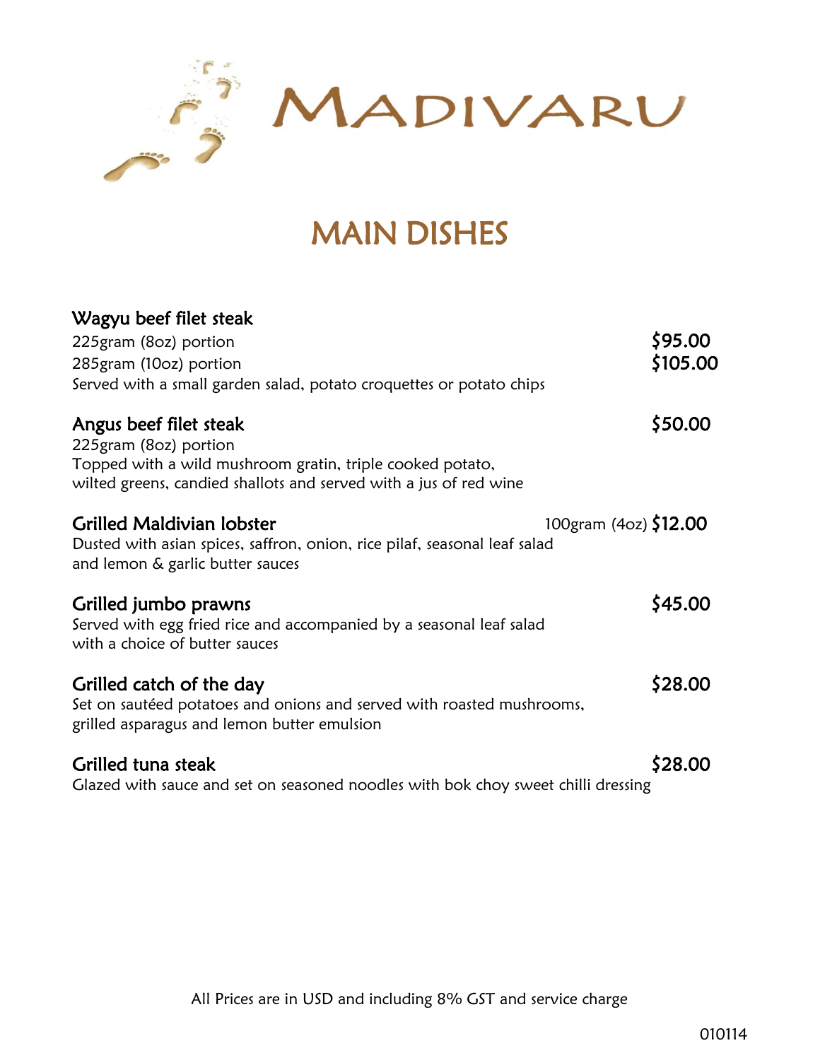# MADIVARU

## MAIN DISHES

**Wagyu beef filet steak**
225gram (8oz) portion $95.00
285gram (10oz) portion $105.00
Served with a small garden salad, potato croquettes or potato chips

**Angus beef filet steak** $50.00
225gram (8oz) portion
Topped with a wild mushroom gratin, triple cooked potato,
wilted greens, candied shallots and served with a jus of red wine

**Grilled Maldivian lobster** 100gram (4oz) **$12.00**
Dusted with asian spices, saffron, onion, rice pilaf, seasonal leaf salad
and lemon & garlic butter sauces

**Grilled jumbo prawns** $45.00
Served with egg fried rice and accompanied by a seasonal leaf salad
with a choice of butter sauces

**Grilled catch of the day** $28.00
Set on sautéed potatoes and onions and served with roasted mushrooms,
grilled asparagus and lemon butter emulsion

**Grilled tuna steak** $28.00
Glazed with sauce and set on seasoned noodles with bok choy sweet chilli dressing

All Prices are in USD and including 8% GST and service charge

010114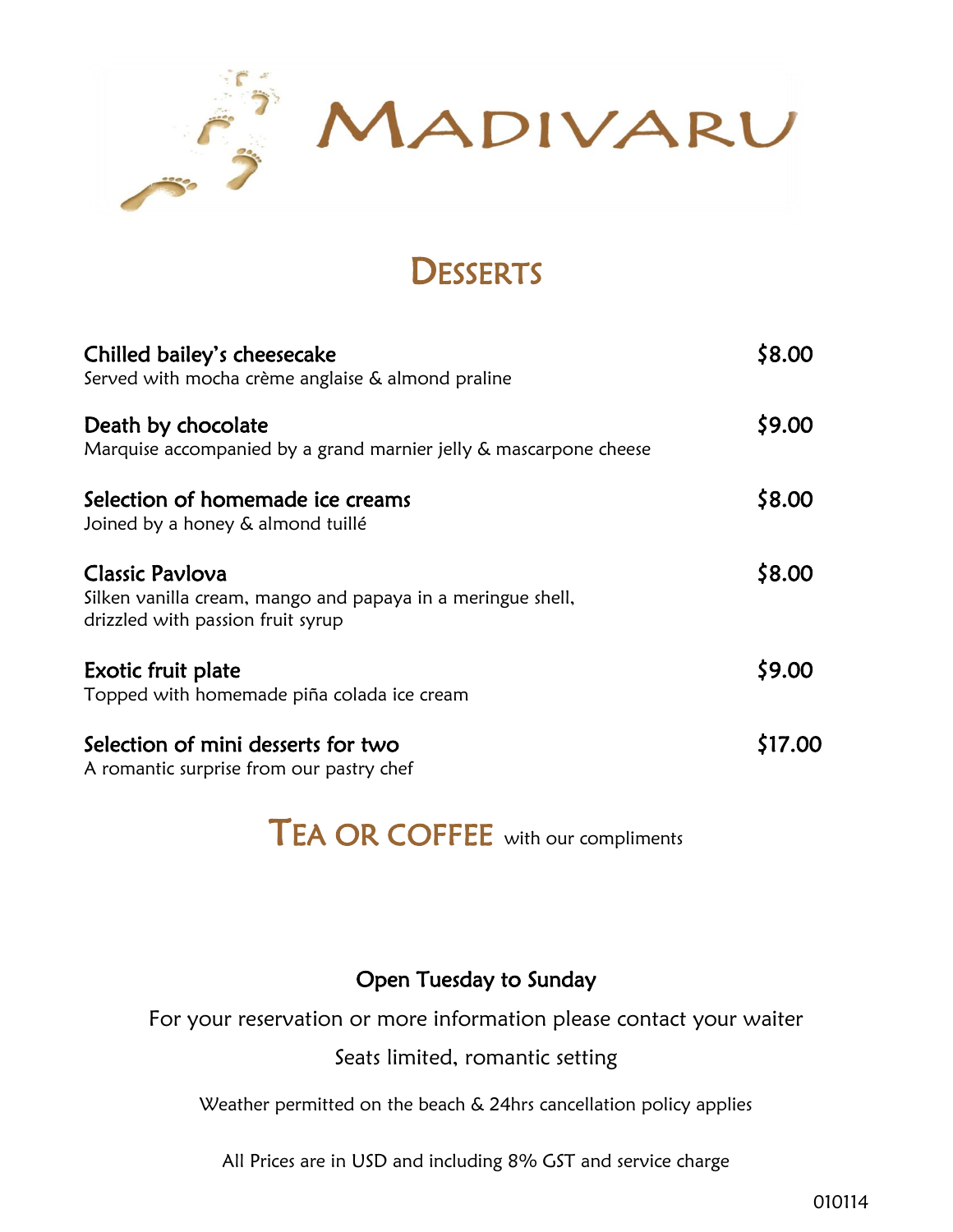# MADIVARU

## DESSERTS

**Chilled bailey's cheesecake** — **$8.00**
Served with mocha crème anglaise & almond praline

**Death by chocolate** — **$9.00**
Marquise accompanied by a grand marnier jelly & mascarpone cheese

**Selection of homemade ice creams** — **$8.00**
Joined by a honey & almond tuillé

**Classic Pavlova** — **$8.00**
Silken vanilla cream, mango and papaya in a meringue shell, drizzled with passion fruit syrup

**Exotic fruit plate** — **$9.00**
Topped with homemade piña colada ice cream

**Selection of mini desserts for two** — **$17.00**
A romantic surprise from our pastry chef

## TEA OR COFFEE with our compliments

Open Tuesday to Sunday

For your reservation or more information please contact your waiter

Seats limited, romantic setting

Weather permitted on the beach & 24hrs cancellation policy applies

All Prices are in USD and including 8% GST and service charge

010114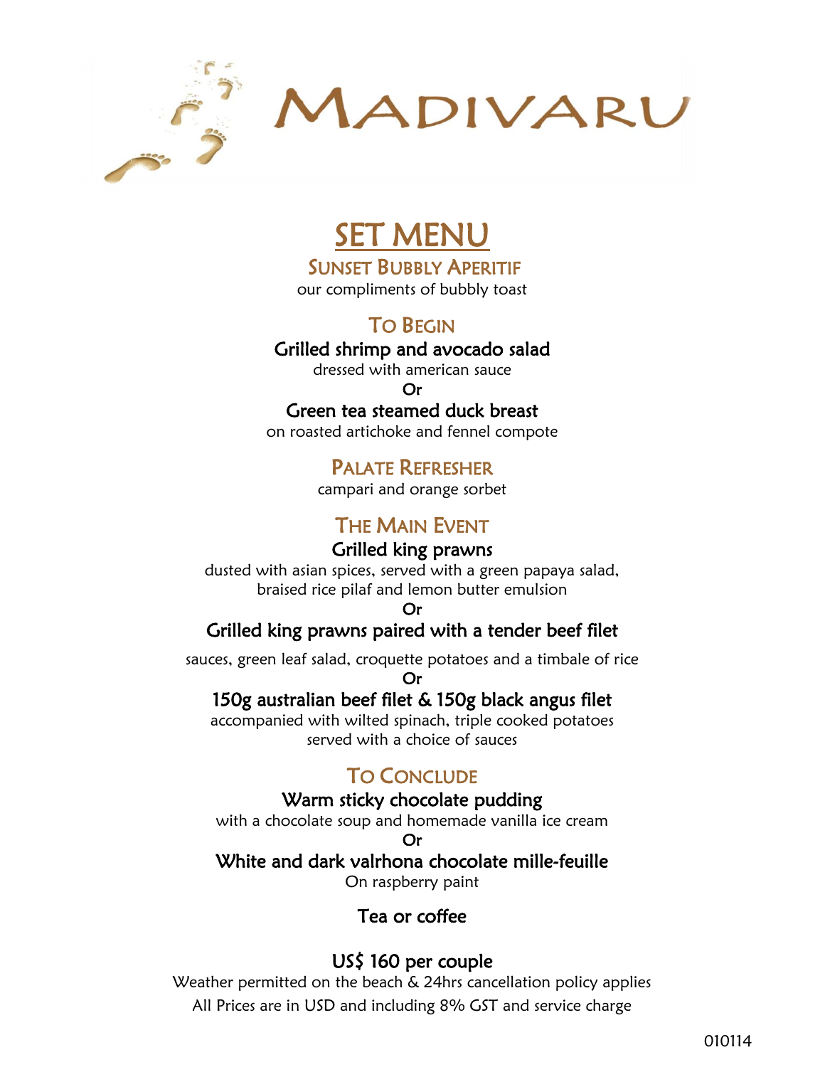# MADIVARU

## SET MENU

### SUNSET BUBBLY APERITIF

our compliments of bubbly toast

### TO BEGIN

**Grilled shrimp and avocado salad**
dressed with american sauce

Or

**Green tea steamed duck breast**
on roasted artichoke and fennel compote

### PALATE REFRESHER

campari and orange sorbet

### THE MAIN EVENT

**Grilled king prawns**
dusted with asian spices, served with a green papaya salad, braised rice pilaf and lemon butter emulsion

Or

**Grilled king prawns paired with a tender beef filet**
sauces, green leaf salad, croquette potatoes and a timbale of rice

Or

**150g australian beef filet & 150g black angus filet**
accompanied with wilted spinach, triple cooked potatoes served with a choice of sauces

### TO CONCLUDE

**Warm sticky chocolate pudding**
with a chocolate soup and homemade vanilla ice cream

Or

**White and dark valrhona chocolate mille-feuille**
On raspberry paint

**Tea or coffee**

**US$ 160 per couple**

Weather permitted on the beach & 24hrs cancellation policy applies

All Prices are in USD and including 8% GST and service charge

010114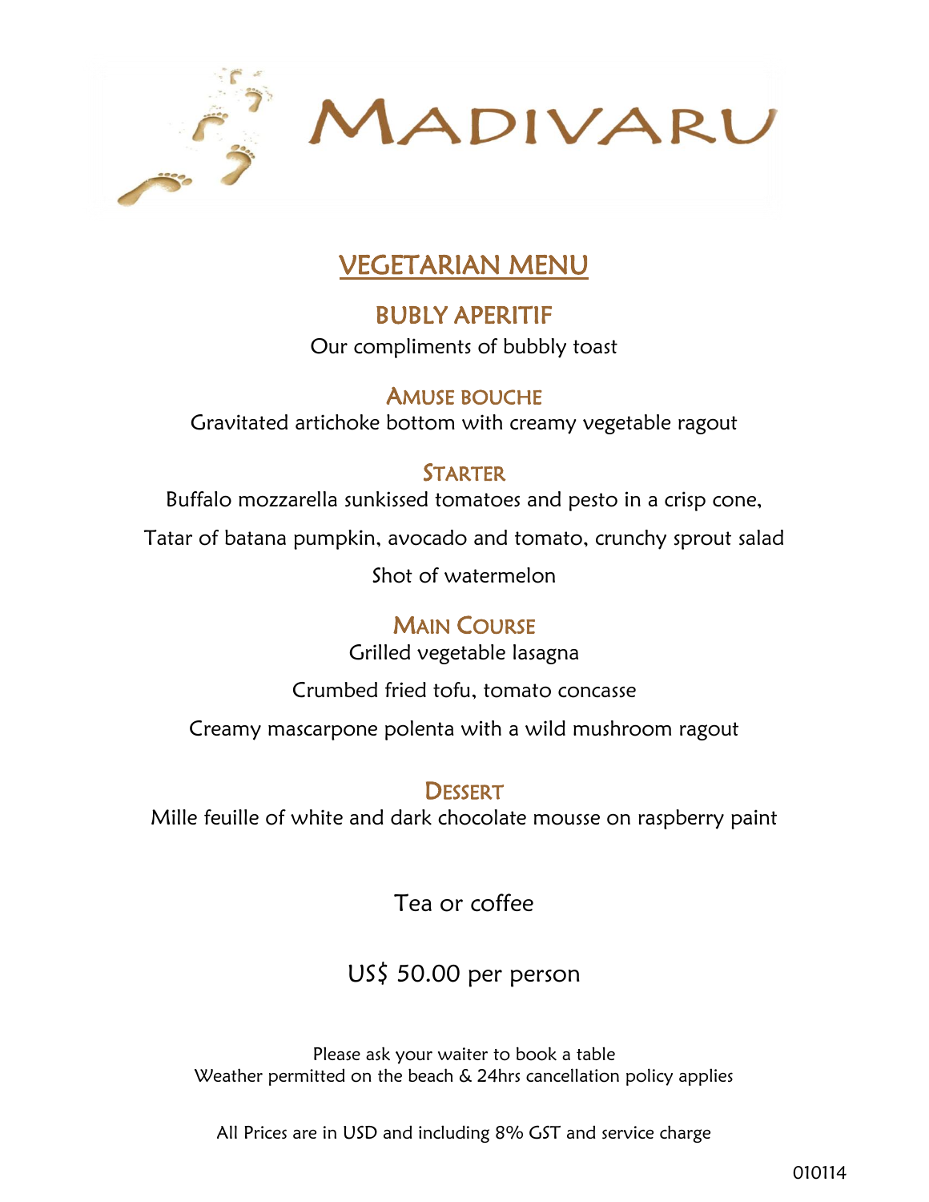# MADIVARU

## VEGETARIAN MENU

### BUBLY APERITIF

Our compliments of bubbly toast

### AMUSE BOUCHE

Gravitated artichoke bottom with creamy vegetable ragout

### STARTER

Buffalo mozzarella sunkissed tomatoes and pesto in a crisp cone,

Tatar of batana pumpkin, avocado and tomato, crunchy sprout salad

Shot of watermelon

### MAIN COURSE

Grilled vegetable lasagna

Crumbed fried tofu, tomato concasse

Creamy mascarpone polenta with a wild mushroom ragout

### DESSERT

Mille feuille of white and dark chocolate mousse on raspberry paint

Tea or coffee

US$ 50.00 per person

Please ask your waiter to book a table
Weather permitted on the beach & 24hrs cancellation policy applies

All Prices are in USD and including 8% GST and service charge

010114